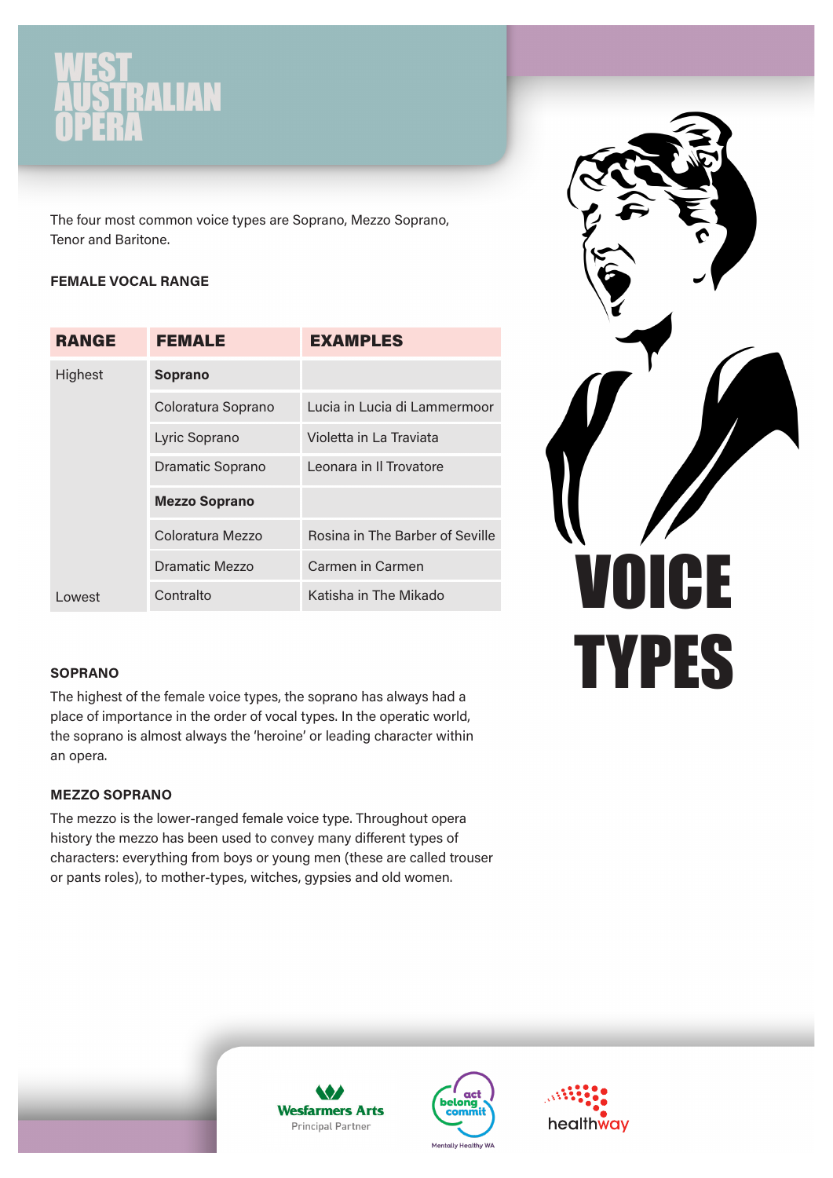# WEST AUSTRALIAN OPERA

# VOICE TYPES

The four most common voice types are Soprano, Mezzo Soprano, Tenor and Baritone.

### FEMALE VOCAL RANGE

| RANGE | FEMALE | EXAMPLES |
|---|---|---|
| Highest | **Soprano** | |
| | Coloratura Soprano | Lucia in Lucia di Lammermoor |
| | Lyric Soprano | Violetta in La Traviata |
| | Dramatic Soprano | Leonara in Il Trovatore |
| | **Mezzo Soprano** | |
| | Coloratura Mezzo | Rosina in The Barber of Seville |
| | Dramatic Mezzo | Carmen in Carmen |
| Lowest | Contralto | Katisha in The Mikado |

### SOPRANO

The highest of the female voice types, the soprano has always had a place of importance in the order of vocal types. In the operatic world, the soprano is almost always the 'heroine' or leading character within an opera.

### MEZZO SOPRANO

The mezzo is the lower-ranged female voice type. Throughout opera history the mezzo has been used to convey many different types of characters: everything from boys or young men (these are called trouser or pants roles), to mother-types, witches, gypsies and old women.

Wesfarmers Arts
Principal Partner

act belong commit
Mentally Healthy WA

healthway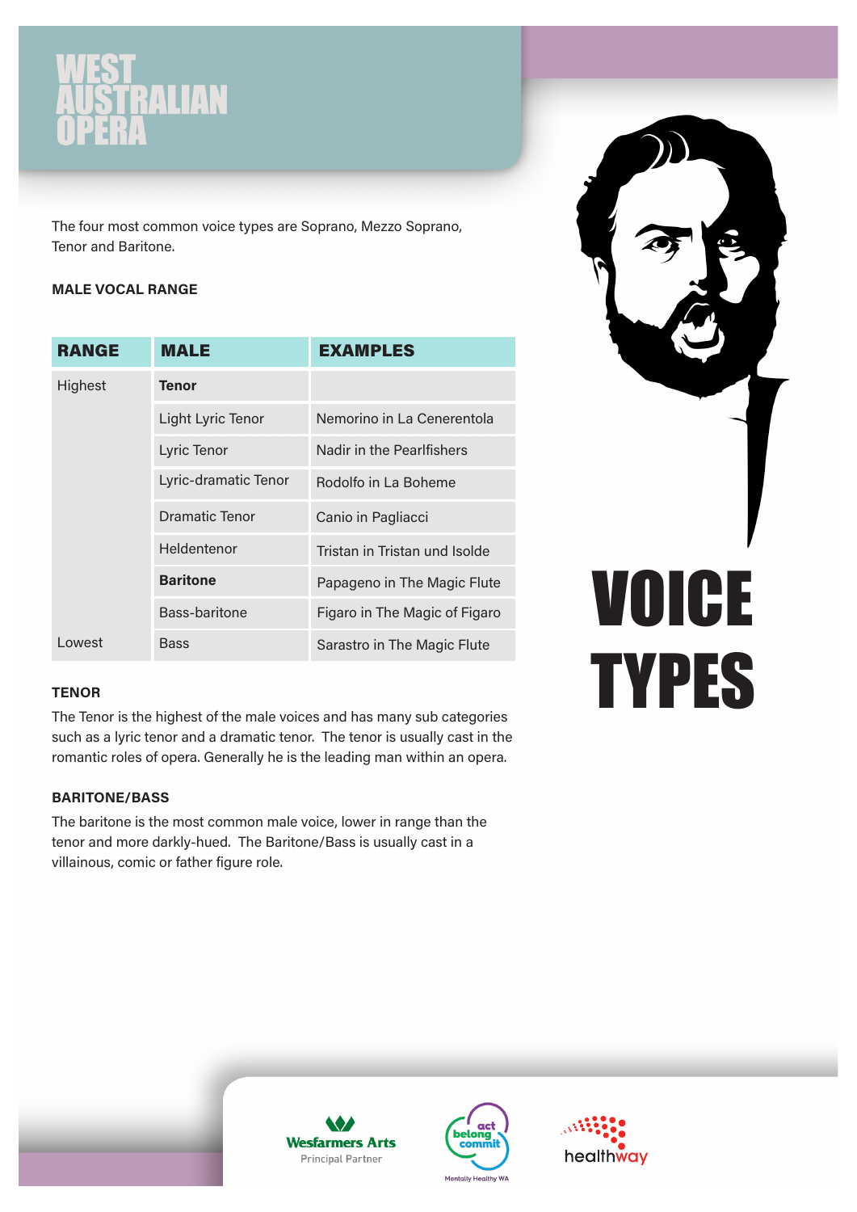# WEST AUSTRALIAN OPERA

# VOICE TYPES

The four most common voice types are Soprano, Mezzo Soprano, Tenor and Baritone.

**MALE VOCAL RANGE**

| RANGE | MALE | EXAMPLES |
|---|---|---|
| Highest | **Tenor** | |
| | Light Lyric Tenor | Nemorino in La Cenerentola |
| | Lyric Tenor | Nadir in the Pearlfishers |
| | Lyric-dramatic Tenor | Rodolfo in La Boheme |
| | Dramatic Tenor | Canio in Pagliacci |
| | Heldentenor | Tristan in Tristan und Isolde |
| | **Baritone** | Papageno in The Magic Flute |
| | Bass-baritone | Figaro in The Magic of Figaro |
| Lowest | Bass | Sarastro in The Magic Flute |

**TENOR**

The Tenor is the highest of the male voices and has many sub categories such as a lyric tenor and a dramatic tenor. The tenor is usually cast in the romantic roles of opera. Generally he is the leading man within an opera.

**BARITONE/BASS**

The baritone is the most common male voice, lower in range than the tenor and more darkly-hued. The Baritone/Bass is usually cast in a villainous, comic or father figure role.

Wesfarmers Arts
Principal Partner

act belong commit
Mentally Healthy WA

healthway